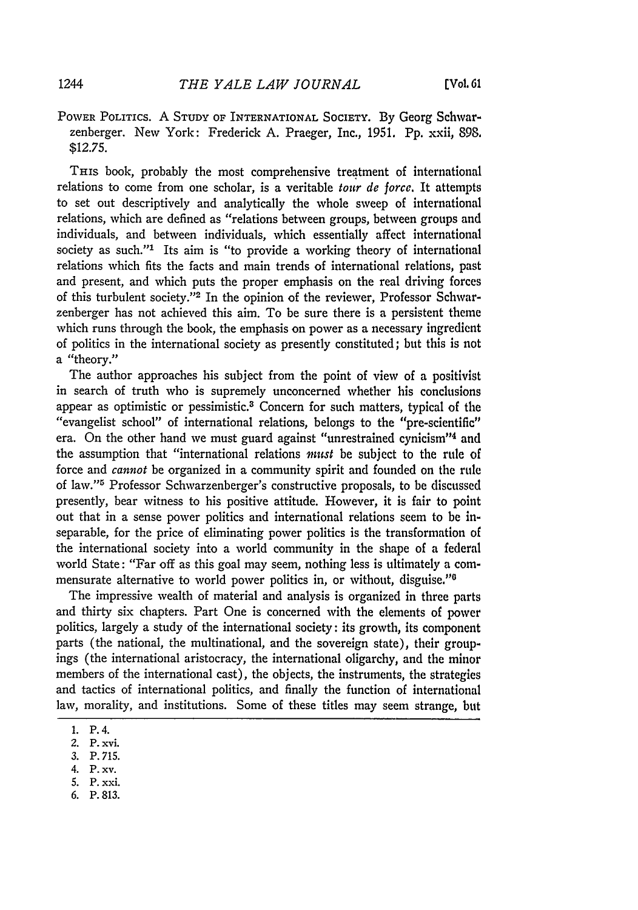POWER POLITICS. A STUDY OF INTERNATIONAL SOCIETY. By Georg Schwarzenberger. New York: Frederick A. Praeger, Inc., 1951. Pp. xxii, 898. $12.75.

THIS book, probably the most comprehensive treatment of international relations to come from one scholar, is a veritable *tour de force*. It attempts to set out descriptively and analytically the whole sweep of international relations, which are defined as "relations between groups, between groups and individuals, and between individuals, which essentially affect international society as such."[1] Its aim is "to provide a working theory of international relations which fits the facts and main trends of international relations, past and present, and which puts the proper emphasis on the real driving forces of this turbulent society."[2] In the opinion of the reviewer, Professor Schwarzenberger has not achieved this aim. To be sure there is a persistent theme which runs through the book, the emphasis on power as a necessary ingredient of politics in the international society as presently constituted; but this is not a "theory."

The author approaches his subject from the point of view of a positivist in search of truth who is supremely unconcerned whether his conclusions appear as optimistic or pessimistic.[3] Concern for such matters, typical of the "evangelist school" of international relations, belongs to the "pre-scientific" era. On the other hand we must guard against "unrestrained cynicism"[4] and the assumption that "international relations *must* be subject to the rule of force and *cannot* be organized in a community spirit and founded on the rule of law."[5] Professor Schwarzenberger's constructive proposals, to be discussed presently, bear witness to his positive attitude. However, it is fair to point out that in a sense power politics and international relations seem to be inseparable, for the price of eliminating power politics is the transformation of the international society into a world community in the shape of a federal world State: "Far off as this goal may seem, nothing less is ultimately a commensurate alternative to world power politics in, or without, disguise."[6]

The impressive wealth of material and analysis is organized in three parts and thirty six chapters. Part One is concerned with the elements of power politics, largely a study of the international society: its growth, its component parts (the national, the multinational, and the sovereign state), their groupings (the international aristocracy, the international oligarchy, and the minor members of the international cast), the objects, the instruments, the strategies and tactics of international politics, and finally the function of international law, morality, and institutions. Some of these titles may seem strange, but

1. P. 4.
2. P. xvi.
3. P. 715.
4. P. xv.
5. P. xxi.
6. P. 813.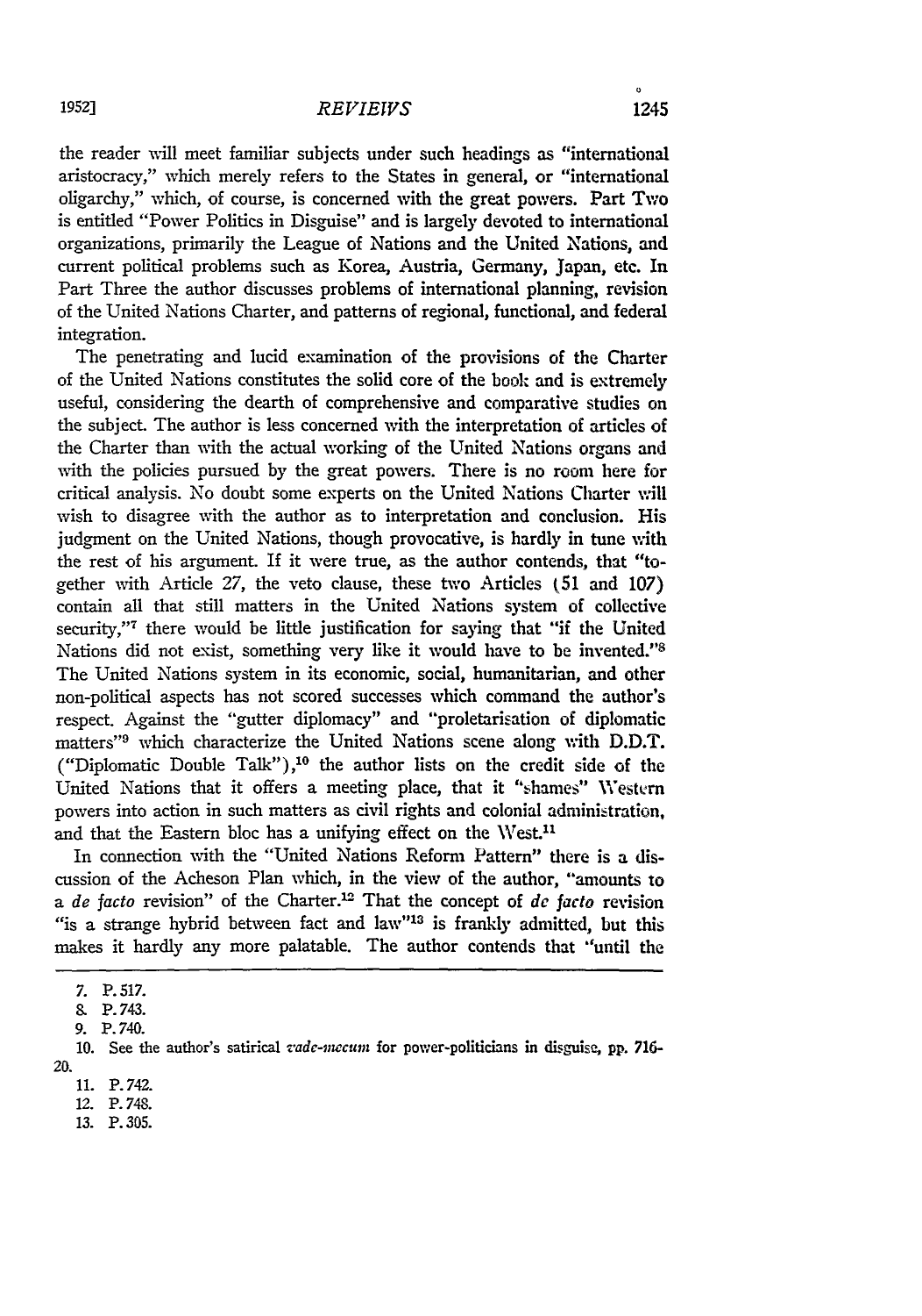the reader will meet familiar subjects under such headings as "international aristocracy," which merely refers to the States in general, or "international oligarchy," which, of course, is concerned with the great powers. Part Two is entitled "Power Politics in Disguise" and is largely devoted to international organizations, primarily the League of Nations and the United Nations, and current political problems such as Korea, Austria, Germany, Japan, etc. In Part Three the author discusses problems of international planning, revision of the United Nations Charter, and patterns of regional, functional, and federal integration.

The penetrating and lucid examination of the provisions of the Charter of the United Nations constitutes the solid core of the book and is extremely useful, considering the dearth of comprehensive and comparative studies on the subject. The author is less concerned with the interpretation of articles of the Charter than with the actual working of the United Nations organs and with the policies pursued by the great powers. There is no room here for critical analysis. No doubt some experts on the United Nations Charter will wish to disagree with the author as to interpretation and conclusion. His judgment on the United Nations, though provocative, is hardly in tune with the rest of his argument. If it were true, as the author contends, that "together with Article 27, the veto clause, these two Articles (51 and 107) contain all that still matters in the United Nations system of collective security,"[7] there would be little justification for saying that "if the United Nations did not exist, something very like it would have to be invented."[8] The United Nations system in its economic, social, humanitarian, and other non-political aspects has not scored successes which command the author's respect. Against the "gutter diplomacy" and "proletarisation of diplomatic matters"[9] which characterize the United Nations scene along with D.D.T. ("Diplomatic Double Talk"),[10] the author lists on the credit side of the United Nations that it offers a meeting place, that it "shames" Western powers into action in such matters as civil rights and colonial administration, and that the Eastern bloc has a unifying effect on the West.[11]

In connection with the "United Nations Reform Pattern" there is a discussion of the Acheson Plan which, in the view of the author, "amounts to a *de facto* revision" of the Charter.[12] That the concept of *de facto* revision "is a strange hybrid between fact and law"[13] is frankly admitted, but this makes it hardly any more palatable. The author contends that "until the

---

7. P. 517.
8. P. 743.
9. P. 740.
10. See the author's satirical *vade-mecum* for power-politicians in disguise, pp. 716-20.
11. P. 742.
12. P. 748.
13. P. 305.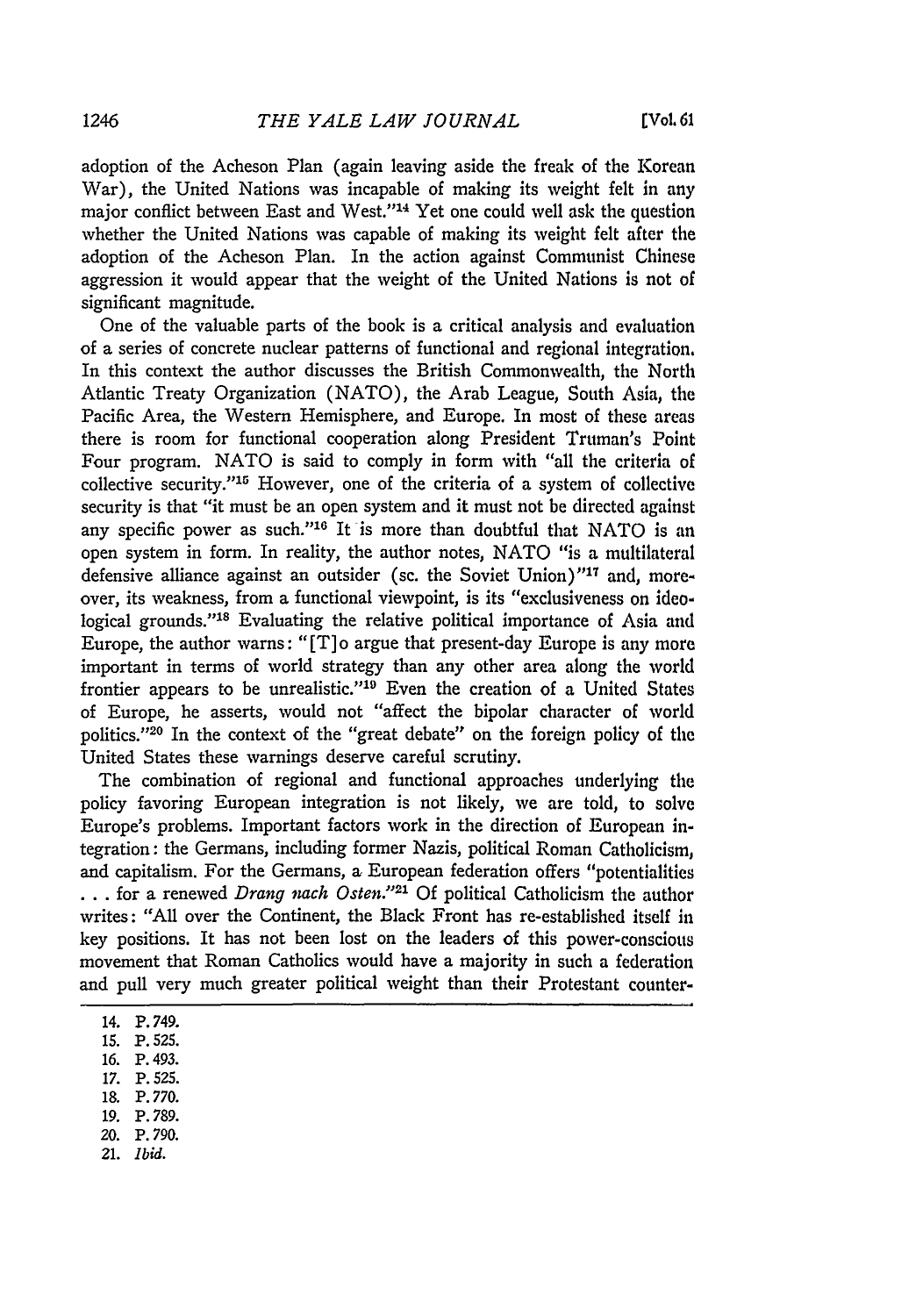adoption of the Acheson Plan (again leaving aside the freak of the Korean War), the United Nations was incapable of making its weight felt in any major conflict between East and West."[14] Yet one could well ask the question whether the United Nations was capable of making its weight felt after the adoption of the Acheson Plan. In the action against Communist Chinese aggression it would appear that the weight of the United Nations is not of significant magnitude.

One of the valuable parts of the book is a critical analysis and evaluation of a series of concrete nuclear patterns of functional and regional integration. In this context the author discusses the British Commonwealth, the North Atlantic Treaty Organization (NATO), the Arab League, South Asia, the Pacific Area, the Western Hemisphere, and Europe. In most of these areas there is room for functional cooperation along President Truman's Point Four program. NATO is said to comply in form with "all the criteria of collective security."[15] However, one of the criteria of a system of collective security is that "it must be an open system and it must not be directed against any specific power as such."[16] It is more than doubtful that NATO is an open system in form. In reality, the author notes, NATO "is a multilateral defensive alliance against an outsider (sc. the Soviet Union)"[17] and, moreover, its weakness, from a functional viewpoint, is its "exclusiveness on ideological grounds."[18] Evaluating the relative political importance of Asia and Europe, the author warns: "[T]o argue that present-day Europe is any more important in terms of world strategy than any other area along the world frontier appears to be unrealistic."[19] Even the creation of a United States of Europe, he asserts, would not "affect the bipolar character of world politics."[20] In the context of the "great debate" on the foreign policy of the United States these warnings deserve careful scrutiny.

The combination of regional and functional approaches underlying the policy favoring European integration is not likely, we are told, to solve Europe's problems. Important factors work in the direction of European integration: the Germans, including former Nazis, political Roman Catholicism, and capitalism. For the Germans, a European federation offers "potentialities . . . for a renewed *Drang nach Osten*."[21] Of political Catholicism the author writes: "All over the Continent, the Black Front has re-established itself in key positions. It has not been lost on the leaders of this power-conscious movement that Roman Catholics would have a majority in such a federation and pull very much greater political weight than their Protestant counter-

---

14. P. 749.
15. P. 525.
16. P. 493.
17. P. 525.
18. P. 770.
19. P. 789.
20. P. 790.
21. *Ibid.*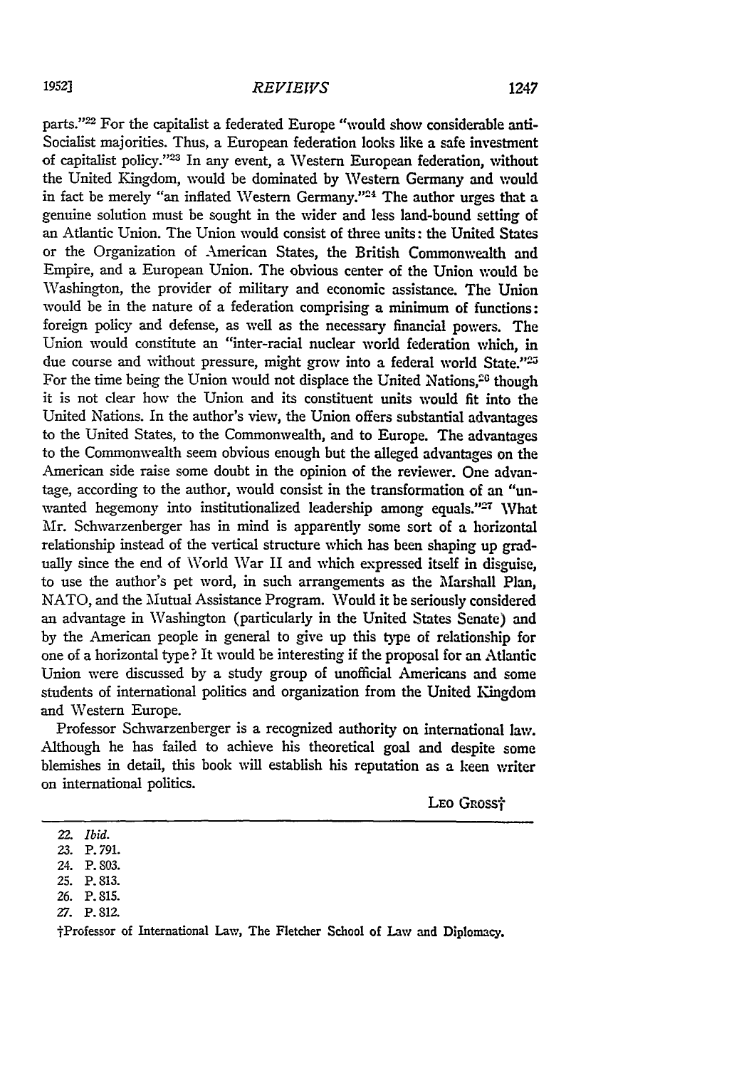parts."[22] For the capitalist a federated Europe "would show considerable anti-Socialist majorities. Thus, a European federation looks like a safe investment of capitalist policy."[23] In any event, a Western European federation, without the United Kingdom, would be dominated by Western Germany and would in fact be merely "an inflated Western Germany."[24] The author urges that a genuine solution must be sought in the wider and less land-bound setting of an Atlantic Union. The Union would consist of three units: the United States or the Organization of American States, the British Commonwealth and Empire, and a European Union. The obvious center of the Union would be Washington, the provider of military and economic assistance. The Union would be in the nature of a federation comprising a minimum of functions: foreign policy and defense, as well as the necessary financial powers. The Union would constitute an "inter-racial nuclear world federation which, in due course and without pressure, might grow into a federal world State."[25] For the time being the Union would not displace the United Nations,[26] though it is not clear how the Union and its constituent units would fit into the United Nations. In the author's view, the Union offers substantial advantages to the United States, to the Commonwealth, and to Europe. The advantages to the Commonwealth seem obvious enough but the alleged advantages on the American side raise some doubt in the opinion of the reviewer. One advantage, according to the author, would consist in the transformation of an "unwanted hegemony into institutionalized leadership among equals."[27] What Mr. Schwarzenberger has in mind is apparently some sort of a horizontal relationship instead of the vertical structure which has been shaping up gradually since the end of World War II and which expressed itself in disguise, to use the author's pet word, in such arrangements as the Marshall Plan, NATO, and the Mutual Assistance Program. Would it be seriously considered an advantage in Washington (particularly in the United States Senate) and by the American people in general to give up this type of relationship for one of a horizontal type? It would be interesting if the proposal for an Atlantic Union were discussed by a study group of unofficial Americans and some students of international politics and organization from the United Kingdom and Western Europe.

Professor Schwarzenberger is a recognized authority on international law. Although he has failed to achieve his theoretical goal and despite some blemishes in detail, this book will establish his reputation as a keen writer on international politics.

LEO GROSS†

---

22. *Ibid.*
23. P. 791.
24. P. 803.
25. P. 813.
26. P. 815.
27. P. 812.

†Professor of International Law, The Fletcher School of Law and Diplomacy.